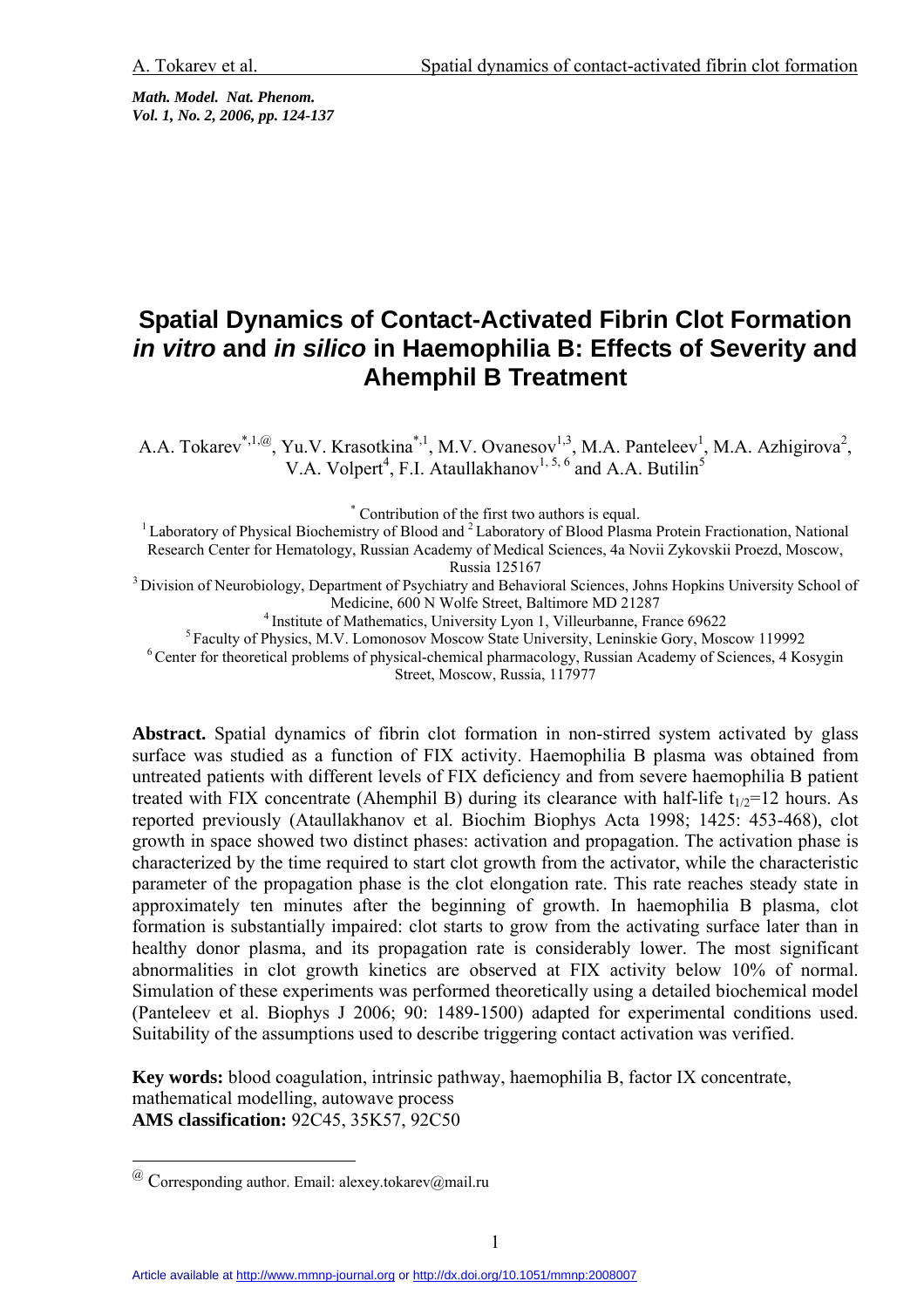*Math. Model. Nat. Phenom.*
*Vol. 1, No. 2, 2006, pp. 124-137*

# Spatial Dynamics of Contact-Activated Fibrin Clot Formation *in vitro* and *in silico* in Haemophilia B: Effects of Severity and Ahemphil B Treatment

A.A. Tokarev[*,1,@], Yu.V. Krasotkina[*,1], M.V. Ovanesov[1,3], M.A. Panteleev[1], M.A. Azhigirova[2], V.A. Volpert[4], F.I. Ataullakhanov[1,5,6] and A.A. Butilin[5]

[*] Contribution of the first two authors is equal.

[1] Laboratory of Physical Biochemistry of Blood and [2] Laboratory of Blood Plasma Protein Fractionation, National Research Center for Hematology, Russian Academy of Medical Sciences, 4a Novii Zykovskii Proezd, Moscow, Russia 125167

[3] Division of Neurobiology, Department of Psychiatry and Behavioral Sciences, Johns Hopkins University School of Medicine, 600 N Wolfe Street, Baltimore MD 21287

[4] Institute of Mathematics, University Lyon 1, Villeurbanne, France 69622

[5] Faculty of Physics, M.V. Lomonosov Moscow State University, Leninskie Gory, Moscow 119992

[6] Center for theoretical problems of physical-chemical pharmacology, Russian Academy of Sciences, 4 Kosygin Street, Moscow, Russia, 117977

**Abstract.** Spatial dynamics of fibrin clot formation in non-stirred system activated by glass surface was studied as a function of FIX activity. Haemophilia B plasma was obtained from untreated patients with different levels of FIX deficiency and from severe haemophilia B patient treated with FIX concentrate (Ahemphil B) during its clearance with half-life $t_{1/2}$=12 hours. As reported previously (Ataullakhanov et al. Biochim Biophys Acta 1998; 1425: 453-468), clot growth in space showed two distinct phases: activation and propagation. The activation phase is characterized by the time required to start clot growth from the activator, while the characteristic parameter of the propagation phase is the clot elongation rate. This rate reaches steady state in approximately ten minutes after the beginning of growth. In haemophilia B plasma, clot formation is substantially impaired: clot starts to grow from the activating surface later than in healthy donor plasma, and its propagation rate is considerably lower. The most significant abnormalities in clot growth kinetics are observed at FIX activity below 10% of normal. Simulation of these experiments was performed theoretically using a detailed biochemical model (Panteleev et al. Biophys J 2006; 90: 1489-1500) adapted for experimental conditions used. Suitability of the assumptions used to describe triggering contact activation was verified.

**Key words:** blood coagulation, intrinsic pathway, haemophilia B, factor IX concentrate, mathematical modelling, autowave process

**AMS classification:** 92C45, 35K57, 92C50

[@] Corresponding author. Email: alexey.tokarev@mail.ru

Article available at http://www.mmnp-journal.org or http://dx.doi.org/10.1051/mmnp:2008007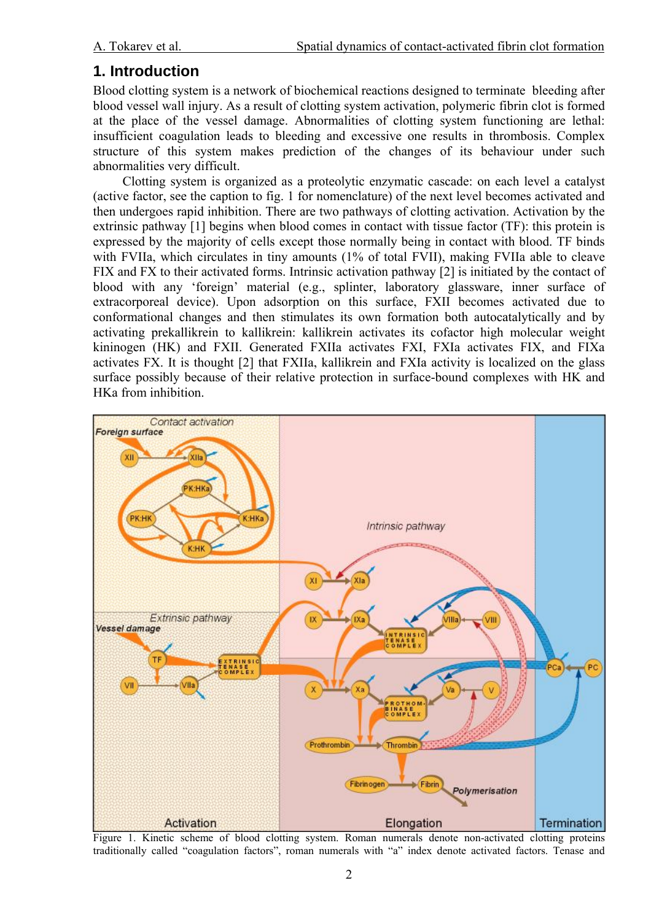# 1. Introduction

Blood clotting system is a network of biochemical reactions designed to terminate bleeding after blood vessel wall injury. As a result of clotting system activation, polymeric fibrin clot is formed at the place of the vessel damage. Abnormalities of clotting system functioning are lethal: insufficient coagulation leads to bleeding and excessive one results in thrombosis. Complex structure of this system makes prediction of the changes of its behaviour under such abnormalities very difficult.

Clotting system is organized as a proteolytic enzymatic cascade: on each level a catalyst (active factor, see the caption to fig. 1 for nomenclature) of the next level becomes activated and then undergoes rapid inhibition. There are two pathways of clotting activation. Activation by the extrinsic pathway [1] begins when blood comes in contact with tissue factor (TF): this protein is expressed by the majority of cells except those normally being in contact with blood. TF binds with FVIIa, which circulates in tiny amounts (1% of total FVII), making FVIIa able to cleave FIX and FX to their activated forms. Intrinsic activation pathway [2] is initiated by the contact of blood with any 'foreign' material (e.g., splinter, laboratory glassware, inner surface of extracorporeal device). Upon adsorption on this surface, FXII becomes activated due to conformational changes and then stimulates its own formation both autocatalytically and by activating prekallikrein to kallikrein: kallikrein activates its cofactor high molecular weight kininogen (HK) and FXII. Generated FXIIa activates FXI, FXIa activates FIX, and FIXa activates FX. It is thought [2] that FXIIa, kallikrein and FXIa activity is localized on the glass surface possibly because of their relative protection in surface-bound complexes with HK and HKa from inhibition.

Figure 1. Kinetic scheme of blood clotting system. Roman numerals denote non-activated clotting proteins traditionally called "coagulation factors", roman numerals with "a" index denote activated factors. Tenase and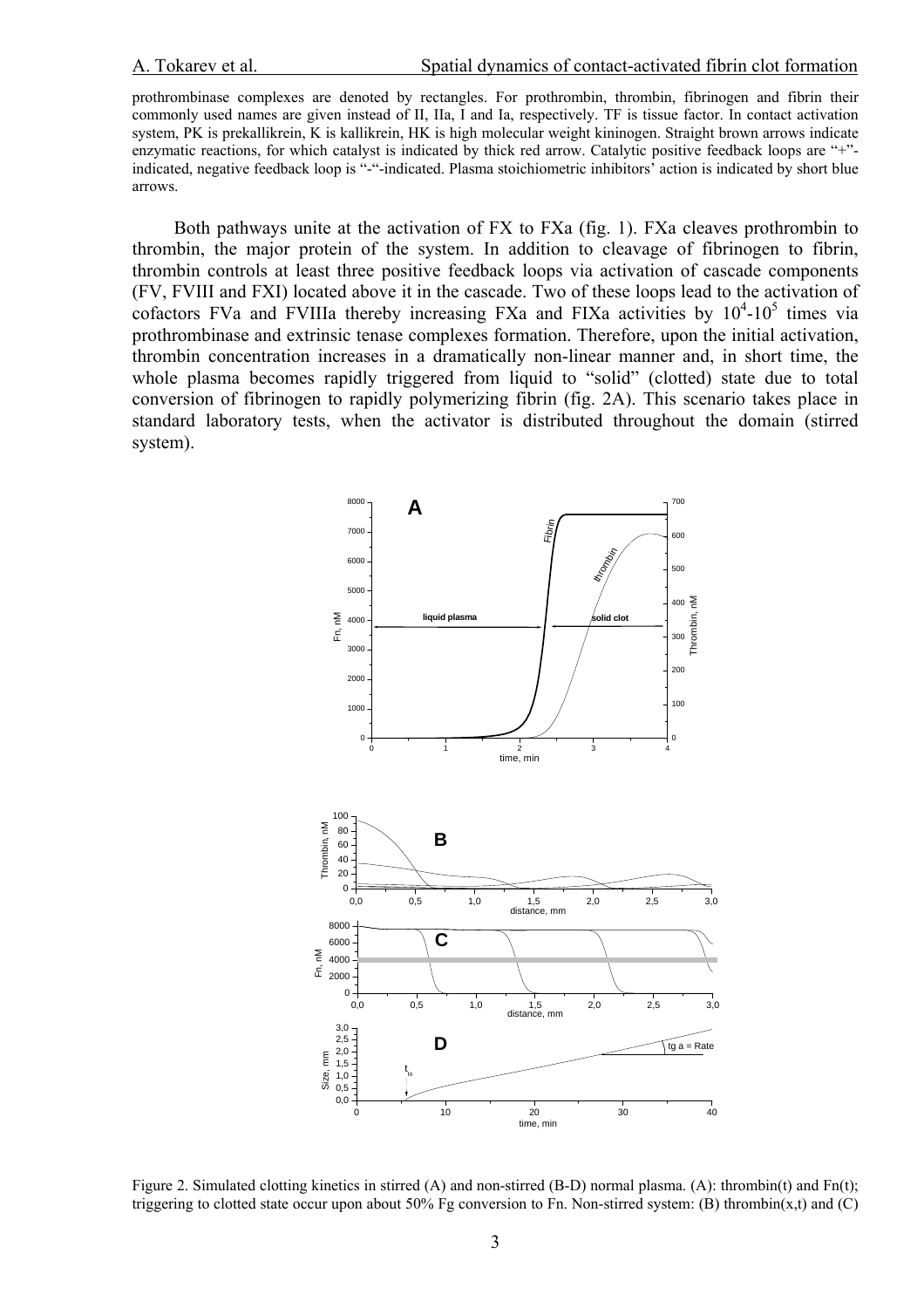prothrombinase complexes are denoted by rectangles. For prothrombin, thrombin, fibrinogen and fibrin their commonly used names are given instead of II, IIa, I and Ia, respectively. TF is tissue factor. In contact activation system, PK is prekallikrein, K is kallikrein, HK is high molecular weight kininogen. Straight brown arrows indicate enzymatic reactions, for which catalyst is indicated by thick red arrow. Catalytic positive feedback loops are "+"-indicated, negative feedback loop is "-"-indicated. Plasma stoichiometric inhibitors' action is indicated by short blue arrows.

Both pathways unite at the activation of FX to FXa (fig. 1). FXa cleaves prothrombin to thrombin, the major protein of the system. In addition to cleavage of fibrinogen to fibrin, thrombin controls at least three positive feedback loops via activation of cascade components (FV, FVIII and FXI) located above it in the cascade. Two of these loops lead to the activation of cofactors FVa and FVIIIa thereby increasing FXa and FIXa activities by $10^4$-$10^5$ times via prothrombinase and extrinsic tenase complexes formation. Therefore, upon the initial activation, thrombin concentration increases in a dramatically non-linear manner and, in short time, the whole plasma becomes rapidly triggered from liquid to "solid" (clotted) state due to total conversion of fibrinogen to rapidly polymerizing fibrin (fig. 2A). This scenario takes place in standard laboratory tests, when the activator is distributed throughout the domain (stirred system).

Figure 2. Simulated clotting kinetics in stirred (A) and non-stirred (B-D) normal plasma. (A): thrombin(t) and Fn(t); triggering to clotted state occur upon about 50% Fg conversion to Fn. Non-stirred system: (B) thrombin(x,t) and (C)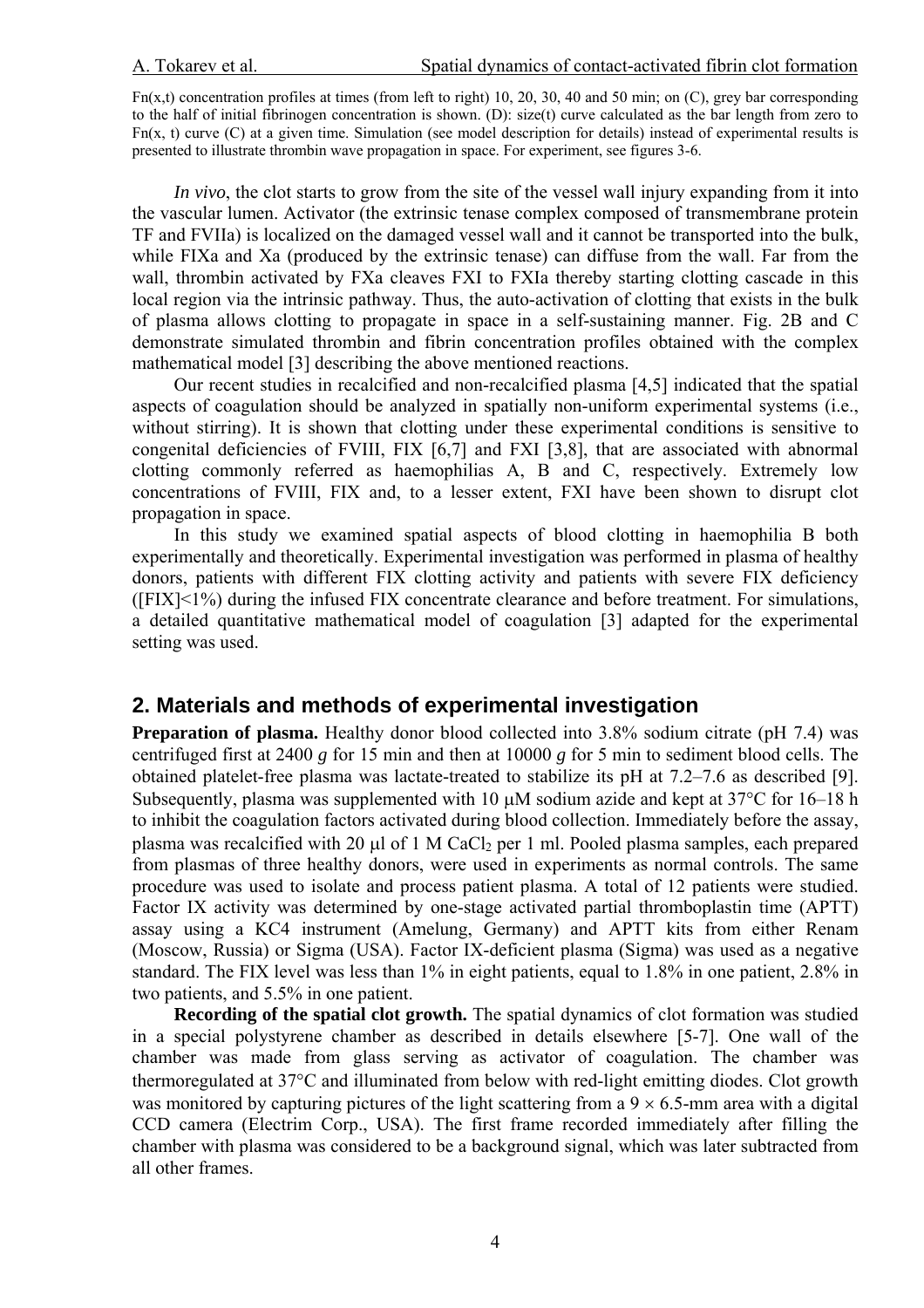Fn(x,t) concentration profiles at times (from left to right) 10, 20, 30, 40 and 50 min; on (C), grey bar corresponding to the half of initial fibrinogen concentration is shown. (D): size(t) curve calculated as the bar length from zero to Fn(x, t) curve (C) at a given time. Simulation (see model description for details) instead of experimental results is presented to illustrate thrombin wave propagation in space. For experiment, see figures 3-6.

*In vivo*, the clot starts to grow from the site of the vessel wall injury expanding from it into the vascular lumen. Activator (the extrinsic tenase complex composed of transmembrane protein TF and FVIIa) is localized on the damaged vessel wall and it cannot be transported into the bulk, while FIXa and Xa (produced by the extrinsic tenase) can diffuse from the wall. Far from the wall, thrombin activated by FXa cleaves FXI to FXIa thereby starting clotting cascade in this local region via the intrinsic pathway. Thus, the auto-activation of clotting that exists in the bulk of plasma allows clotting to propagate in space in a self-sustaining manner. Fig. 2B and C demonstrate simulated thrombin and fibrin concentration profiles obtained with the complex mathematical model [3] describing the above mentioned reactions.

Our recent studies in recalcified and non-recalcified plasma [4,5] indicated that the spatial aspects of coagulation should be analyzed in spatially non-uniform experimental systems (i.e., without stirring). It is shown that clotting under these experimental conditions is sensitive to congenital deficiencies of FVIII, FIX [6,7] and FXI [3,8], that are associated with abnormal clotting commonly referred as haemophilias A, B and C, respectively. Extremely low concentrations of FVIII, FIX and, to a lesser extent, FXI have been shown to disrupt clot propagation in space.

In this study we examined spatial aspects of blood clotting in haemophilia B both experimentally and theoretically. Experimental investigation was performed in plasma of healthy donors, patients with different FIX clotting activity and patients with severe FIX deficiency ([FIX]<1%) during the infused FIX concentrate clearance and before treatment. For simulations, a detailed quantitative mathematical model of coagulation [3] adapted for the experimental setting was used.

## 2. Materials and methods of experimental investigation

**Preparation of plasma.** Healthy donor blood collected into 3.8% sodium citrate (pH 7.4) was centrifuged first at 2400 *g* for 15 min and then at 10000 *g* for 5 min to sediment blood cells. The obtained platelet-free plasma was lactate-treated to stabilize its pH at 7.2–7.6 as described [9]. Subsequently, plasma was supplemented with 10 μM sodium azide and kept at 37°C for 16–18 h to inhibit the coagulation factors activated during blood collection. Immediately before the assay, plasma was recalcified with 20 μl of 1 M $CaCl_2$ per 1 ml. Pooled plasma samples, each prepared from plasmas of three healthy donors, were used in experiments as normal controls. The same procedure was used to isolate and process patient plasma. A total of 12 patients were studied. Factor IX activity was determined by one-stage activated partial thromboplastin time (APTT) assay using a KC4 instrument (Amelung, Germany) and APTT kits from either Renam (Moscow, Russia) or Sigma (USA). Factor IX-deficient plasma (Sigma) was used as a negative standard. The FIX level was less than 1% in eight patients, equal to 1.8% in one patient, 2.8% in two patients, and 5.5% in one patient.

**Recording of the spatial clot growth.** The spatial dynamics of clot formation was studied in a special polystyrene chamber as described in details elsewhere [5-7]. One wall of the chamber was made from glass serving as activator of coagulation. The chamber was thermoregulated at 37°C and illuminated from below with red-light emitting diodes. Clot growth was monitored by capturing pictures of the light scattering from a $9 \times 6.5$-mm area with a digital CCD camera (Electrim Corp., USA). The first frame recorded immediately after filling the chamber with plasma was considered to be a background signal, which was later subtracted from all other frames.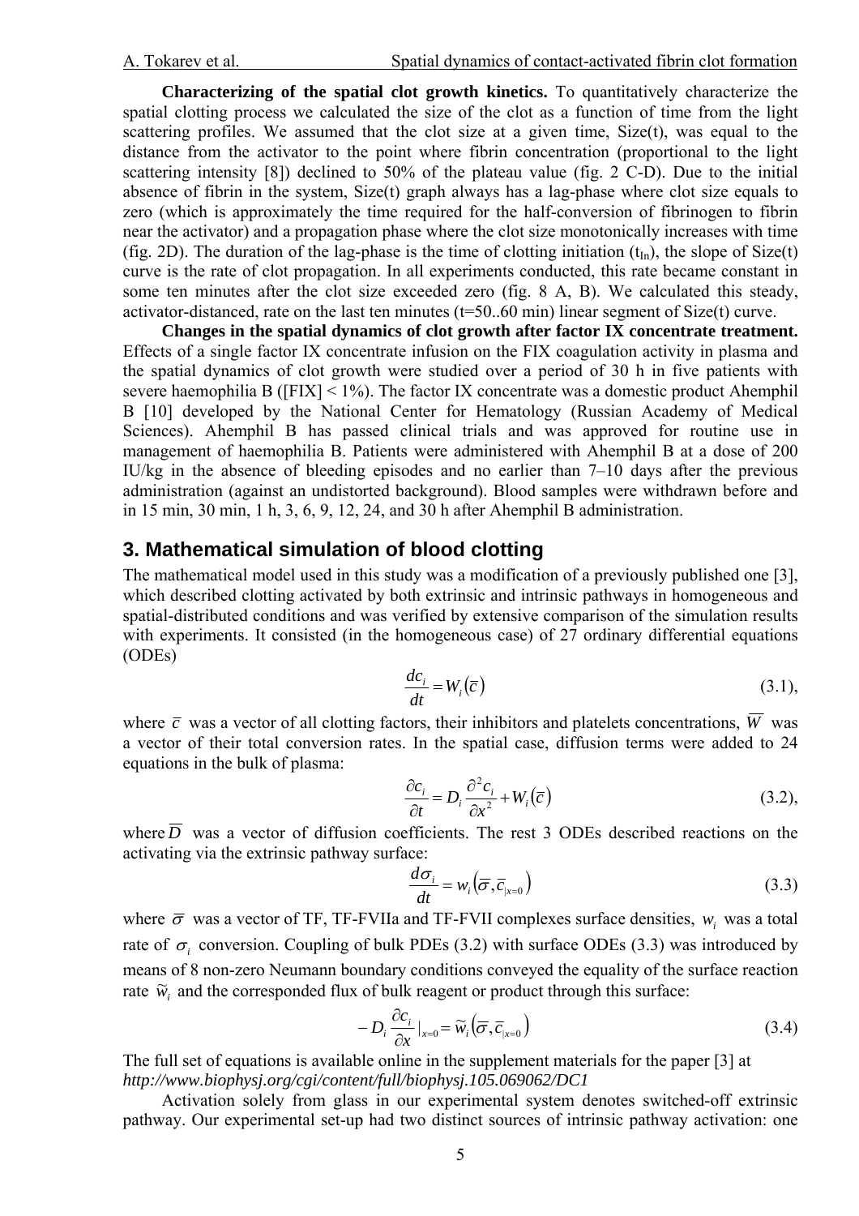**Characterizing of the spatial clot growth kinetics.** To quantitatively characterize the spatial clotting process we calculated the size of the clot as a function of time from the light scattering profiles. We assumed that the clot size at a given time, Size(t), was equal to the distance from the activator to the point where fibrin concentration (proportional to the light scattering intensity [8]) declined to 50% of the plateau value (fig. 2 C-D). Due to the initial absence of fibrin in the system, Size(t) graph always has a lag-phase where clot size equals to zero (which is approximately the time required for the half-conversion of fibrinogen to fibrin near the activator) and a propagation phase where the clot size monotonically increases with time (fig. 2D). The duration of the lag-phase is the time of clotting initiation ($t_{In}$), the slope of Size(t) curve is the rate of clot propagation. In all experiments conducted, this rate became constant in some ten minutes after the clot size exceeded zero (fig. 8 A, B). We calculated this steady, activator-distanced, rate on the last ten minutes (t=50..60 min) linear segment of Size(t) curve.

**Changes in the spatial dynamics of clot growth after factor IX concentrate treatment.** Effects of a single factor IX concentrate infusion on the FIX coagulation activity in plasma and the spatial dynamics of clot growth were studied over a period of 30 h in five patients with severe haemophilia B ([FIX] < 1%). The factor IX concentrate was a domestic product Ahemphil B [10] developed by the National Center for Hematology (Russian Academy of Medical Sciences). Ahemphil B has passed clinical trials and was approved for routine use in management of haemophilia B. Patients were administered with Ahemphil B at a dose of 200 IU/kg in the absence of bleeding episodes and no earlier than 7–10 days after the previous administration (against an undistorted background). Blood samples were withdrawn before and in 15 min, 30 min, 1 h, 3, 6, 9, 12, 24, and 30 h after Ahemphil B administration.

## 3. Mathematical simulation of blood clotting

The mathematical model used in this study was a modification of a previously published one [3], which described clotting activated by both extrinsic and intrinsic pathways in homogeneous and spatial-distributed conditions and was verified by extensive comparison of the simulation results with experiments. It consisted (in the homogeneous case) of 27 ordinary differential equations (ODEs)

$$\frac{dc_i}{dt} = W_i(\overline{c}) \tag{3.1}$$

where $\overline{c}$ was a vector of all clotting factors, their inhibitors and platelets concentrations, $\overline{W}$ was a vector of their total conversion rates. In the spatial case, diffusion terms were added to 24 equations in the bulk of plasma:

$$\frac{\partial c_i}{\partial t} = D_i \frac{\partial^2 c_i}{\partial x^2} + W_i(\overline{c}) \tag{3.2}$$

where $\overline{D}$ was a vector of diffusion coefficients. The rest 3 ODEs described reactions on the activating via the extrinsic pathway surface:

$$\frac{d\sigma_i}{dt} = w_i\left(\overline{\sigma}, \overline{c}_{|x=0}\right) \tag{3.3}$$

where $\overline{\sigma}$ was a vector of TF, TF-FVIIa and TF-FVII complexes surface densities, $w_i$ was a total rate of $\sigma_i$ conversion. Coupling of bulk PDEs (3.2) with surface ODEs (3.3) was introduced by means of 8 non-zero Neumann boundary conditions conveyed the equality of the surface reaction rate $\widetilde{w}_i$ and the corresponded flux of bulk reagent or product through this surface:

$$-D_i \frac{\partial c_i}{\partial x}\Big|_{x=0} = \widetilde{w}_i\left(\overline{\sigma}, \overline{c}_{|x=0}\right) \tag{3.4}$$

The full set of equations is available online in the supplement materials for the paper [3] at *http://www.biophysj.org/cgi/content/full/biophysj.105.069062/DC1*

Activation solely from glass in our experimental system denotes switched-off extrinsic pathway. Our experimental set-up had two distinct sources of intrinsic pathway activation: one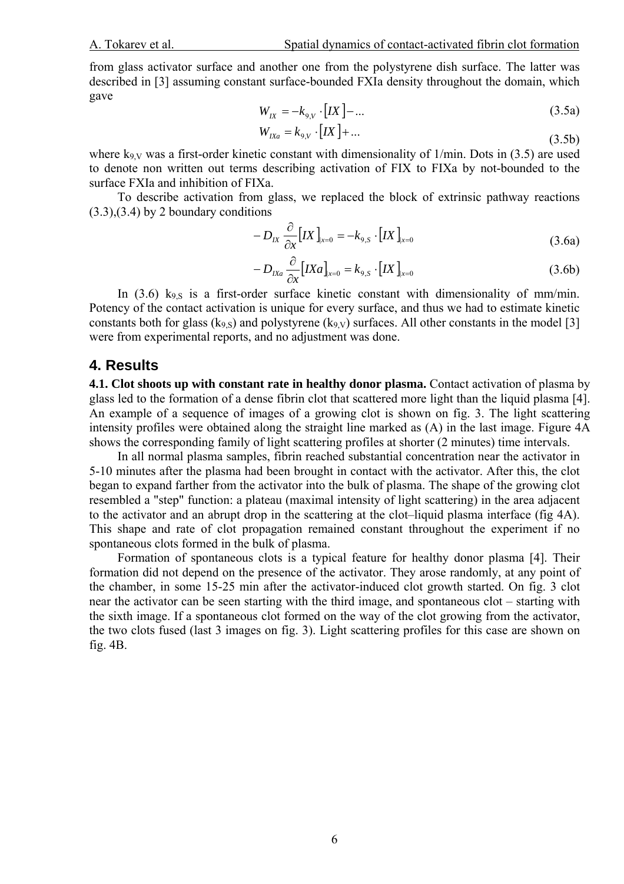from glass activator surface and another one from the polystyrene dish surface. The latter was described in [3] assuming constant surface-bounded FXIa density throughout the domain, which gave

$$W_{IX} = -k_{9,V} \cdot [IX] - ... \tag{3.5a}$$

$$W_{IXa} = k_{9,V} \cdot [IX] + ... \tag{3.5b}$$

where $k_{9,V}$ was a first-order kinetic constant with dimensionality of 1/min. Dots in (3.5) are used to denote non written out terms describing activation of FIX to FIXa by not-bounded to the surface FXIa and inhibition of FIXa.

To describe activation from glass, we replaced the block of extrinsic pathway reactions (3.3),(3.4) by 2 boundary conditions

$$-D_{IX} \frac{\partial}{\partial x} [IX]_{|x=0} = -k_{9,S} \cdot [IX]_{|x=0} \tag{3.6a}$$

$$-D_{IXa} \frac{\partial}{\partial x} [IXa]_{|x=0} = k_{9,S} \cdot [IX]_{|x=0} \tag{3.6b}$$

In (3.6) $k_{9,S}$ is a first-order surface kinetic constant with dimensionality of mm/min. Potency of the contact activation is unique for every surface, and thus we had to estimate kinetic constants both for glass ($k_{9,S}$) and polystyrene ($k_{9,V}$) surfaces. All other constants in the model [3] were from experimental reports, and no adjustment was done.

## 4. Results

**4.1. Clot shoots up with constant rate in healthy donor plasma.** Contact activation of plasma by glass led to the formation of a dense fibrin clot that scattered more light than the liquid plasma [4]. An example of a sequence of images of a growing clot is shown on fig. 3. The light scattering intensity profiles were obtained along the straight line marked as (A) in the last image. Figure 4A shows the corresponding family of light scattering profiles at shorter (2 minutes) time intervals.

In all normal plasma samples, fibrin reached substantial concentration near the activator in 5-10 minutes after the plasma had been brought in contact with the activator. After this, the clot began to expand farther from the activator into the bulk of plasma. The shape of the growing clot resembled a "step" function: a plateau (maximal intensity of light scattering) in the area adjacent to the activator and an abrupt drop in the scattering at the clot–liquid plasma interface (fig 4A). This shape and rate of clot propagation remained constant throughout the experiment if no spontaneous clots formed in the bulk of plasma.

Formation of spontaneous clots is a typical feature for healthy donor plasma [4]. Their formation did not depend on the presence of the activator. They arose randomly, at any point of the chamber, in some 15-25 min after the activator-induced clot growth started. On fig. 3 clot near the activator can be seen starting with the third image, and spontaneous clot – starting with the sixth image. If a spontaneous clot formed on the way of the clot growing from the activator, the two clots fused (last 3 images on fig. 3). Light scattering profiles for this case are shown on fig. 4B.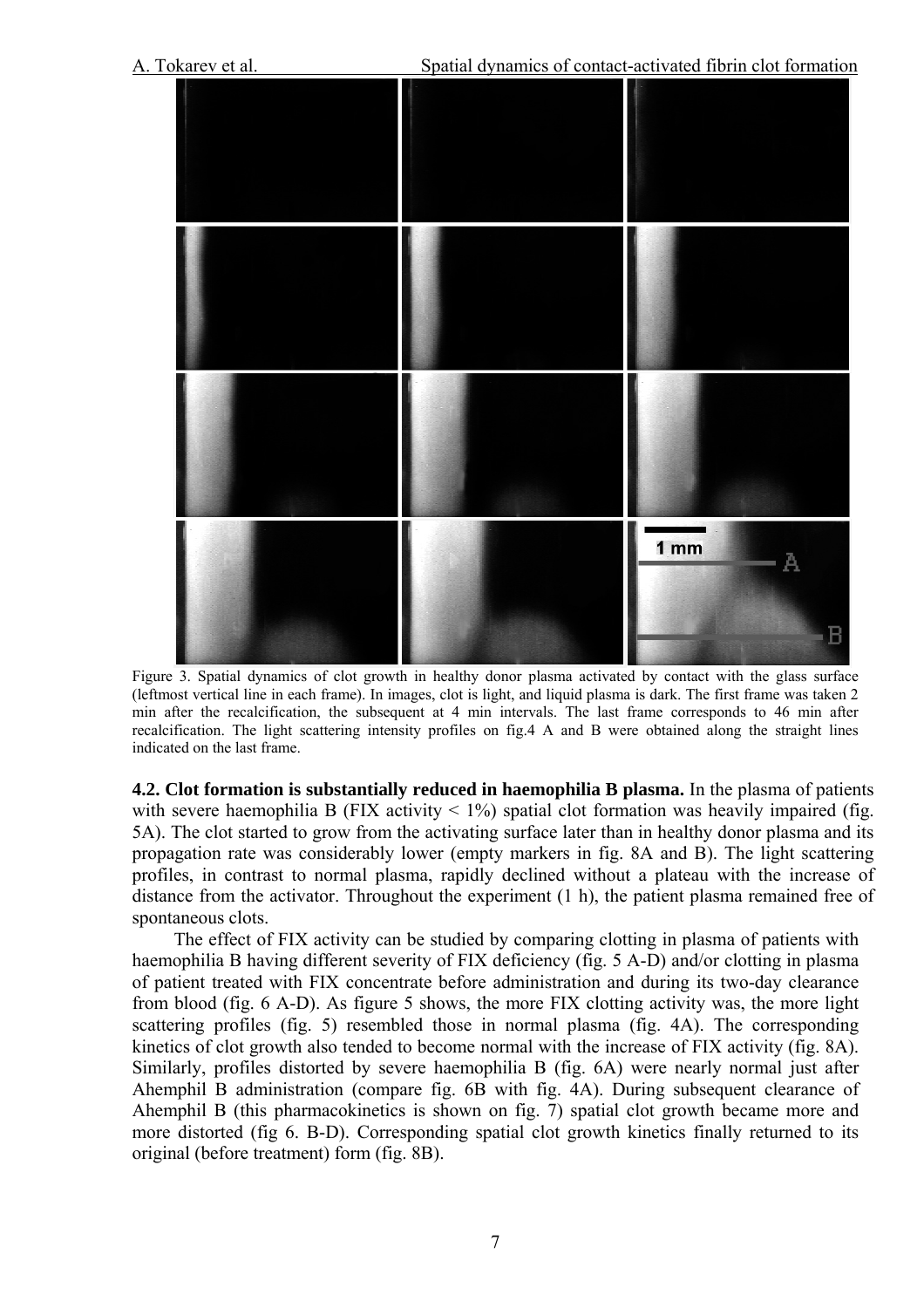Figure 3. Spatial dynamics of clot growth in healthy donor plasma activated by contact with the glass surface (leftmost vertical line in each frame). In images, clot is light, and liquid plasma is dark. The first frame was taken 2 min after the recalcification, the subsequent at 4 min intervals. The last frame corresponds to 46 min after recalcification. The light scattering intensity profiles on fig.4 A and B were obtained along the straight lines indicated on the last frame.

**4.2. Clot formation is substantially reduced in haemophilia B plasma.** In the plasma of patients with severe haemophilia B (FIX activity < 1%) spatial clot formation was heavily impaired (fig. 5A). The clot started to grow from the activating surface later than in healthy donor plasma and its propagation rate was considerably lower (empty markers in fig. 8A and B). The light scattering profiles, in contrast to normal plasma, rapidly declined without a plateau with the increase of distance from the activator. Throughout the experiment (1 h), the patient plasma remained free of spontaneous clots.

The effect of FIX activity can be studied by comparing clotting in plasma of patients with haemophilia B having different severity of FIX deficiency (fig. 5 A-D) and/or clotting in plasma of patient treated with FIX concentrate before administration and during its two-day clearance from blood (fig. 6 A-D). As figure 5 shows, the more FIX clotting activity was, the more light scattering profiles (fig. 5) resembled those in normal plasma (fig. 4A). The corresponding kinetics of clot growth also tended to become normal with the increase of FIX activity (fig. 8A). Similarly, profiles distorted by severe haemophilia B (fig. 6A) were nearly normal just after Ahemphil B administration (compare fig. 6B with fig. 4A). During subsequent clearance of Ahemphil B (this pharmacokinetics is shown on fig. 7) spatial clot growth became more and more distorted (fig 6. B-D). Corresponding spatial clot growth kinetics finally returned to its original (before treatment) form (fig. 8B).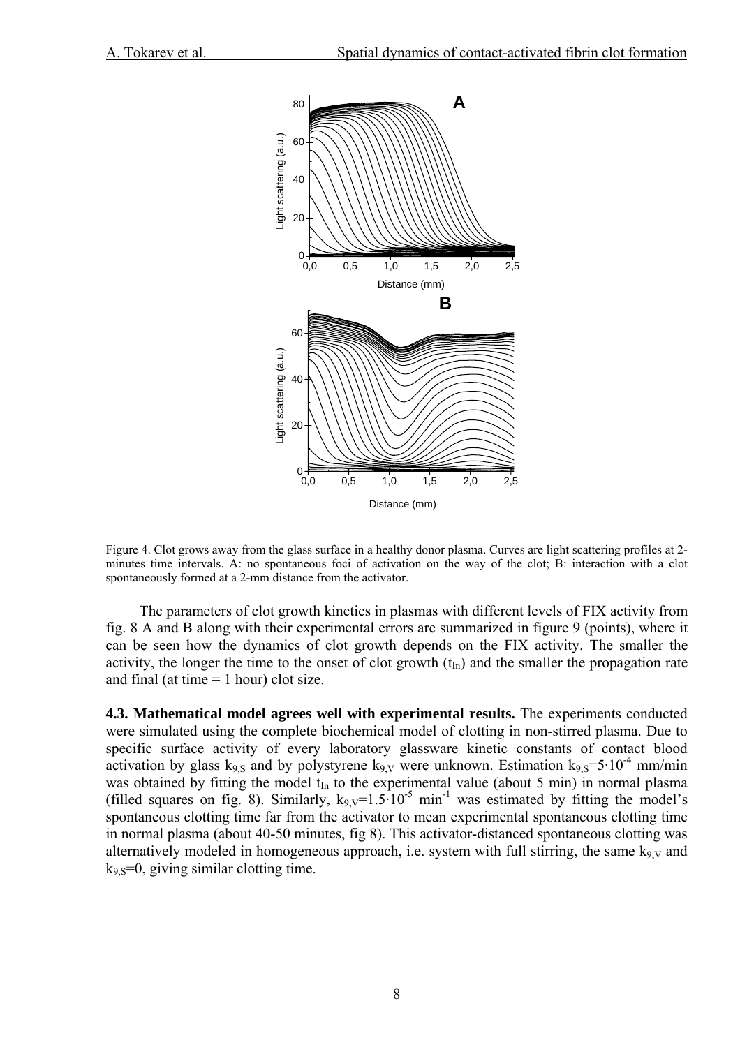Figure 4. Clot grows away from the glass surface in a healthy donor plasma. Curves are light scattering profiles at 2-minutes time intervals. A: no spontaneous foci of activation on the way of the clot; B: interaction with a clot spontaneously formed at a 2-mm distance from the activator.

The parameters of clot growth kinetics in plasmas with different levels of FIX activity from fig. 8 A and B along with their experimental errors are summarized in figure 9 (points), where it can be seen how the dynamics of clot growth depends on the FIX activity. The smaller the activity, the longer the time to the onset of clot growth ($t_{In}$) and the smaller the propagation rate and final (at time = 1 hour) clot size.

**4.3. Mathematical model agrees well with experimental results.** The experiments conducted were simulated using the complete biochemical model of clotting in non-stirred plasma. Due to specific surface activity of every laboratory glassware kinetic constants of contact blood activation by glass $k_{9,S}$ and by polystyrene $k_{9,V}$ were unknown. Estimation $k_{9,S}=5\cdot10^{-4}$ mm/min was obtained by fitting the model $t_{In}$ to the experimental value (about 5 min) in normal plasma (filled squares on fig. 8). Similarly, $k_{9,V}=1.5\cdot10^{-5}$ min$^{-1}$ was estimated by fitting the model's spontaneous clotting time far from the activator to mean experimental spontaneous clotting time in normal plasma (about 40-50 minutes, fig 8). This activator-distanced spontaneous clotting was alternatively modeled in homogeneous approach, i.e. system with full stirring, the same $k_{9,V}$ and $k_{9,S}=0$, giving similar clotting time.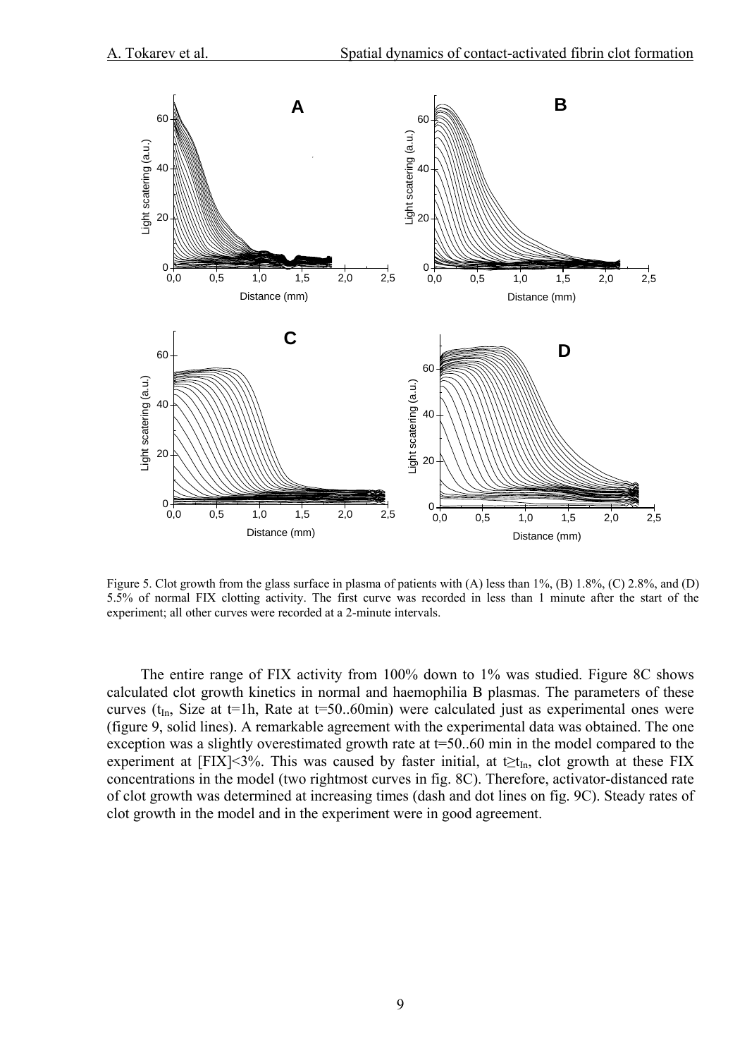Figure 5. Clot growth from the glass surface in plasma of patients with (A) less than 1%, (B) 1.8%, (C) 2.8%, and (D) 5.5% of normal FIX clotting activity. The first curve was recorded in less than 1 minute after the start of the experiment; all other curves were recorded at a 2-minute intervals.

The entire range of FIX activity from 100% down to 1% was studied. Figure 8C shows calculated clot growth kinetics in normal and haemophilia B plasmas. The parameters of these curves ($t_{In}$, Size at t=1h, Rate at t=50..60min) were calculated just as experimental ones were (figure 9, solid lines). A remarkable agreement with the experimental data was obtained. The one exception was a slightly overestimated growth rate at t=50..60 min in the model compared to the experiment at [FIX]<3%. This was caused by faster initial, at $t \geq t_{In}$, clot growth at these FIX concentrations in the model (two rightmost curves in fig. 8C). Therefore, activator-distanced rate of clot growth was determined at increasing times (dash and dot lines on fig. 9C). Steady rates of clot growth in the model and in the experiment were in good agreement.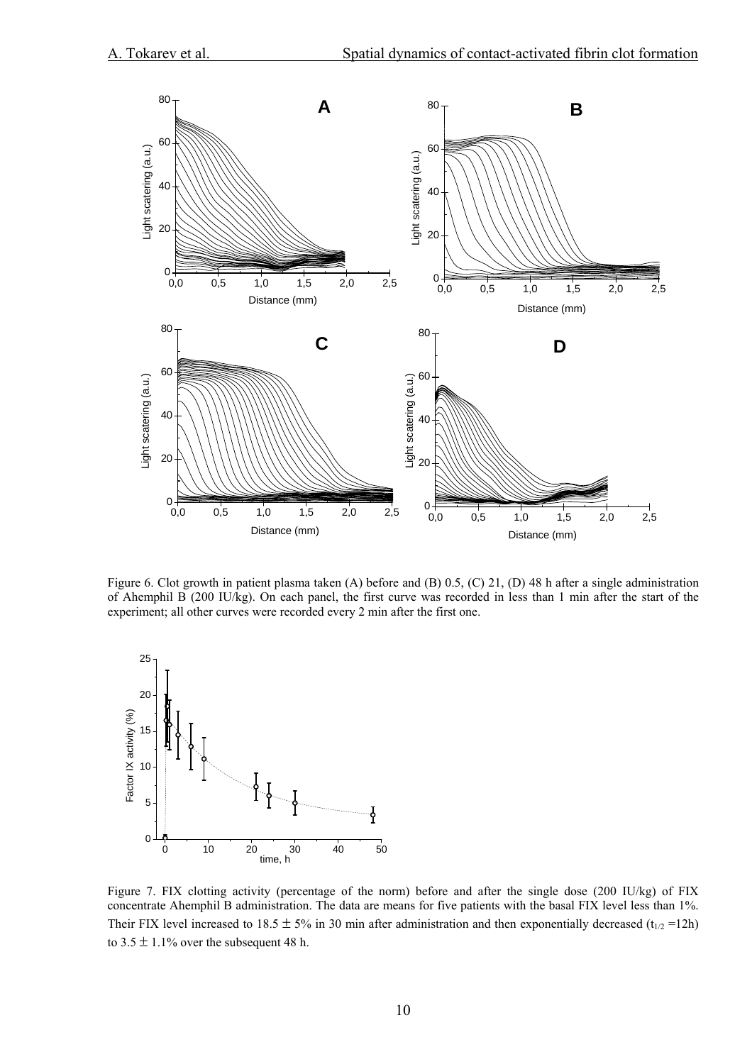Figure 6. Clot growth in patient plasma taken (A) before and (B) 0.5, (C) 21, (D) 48 h after a single administration of Ahemphil B (200 IU/kg). On each panel, the first curve was recorded in less than 1 min after the start of the experiment; all other curves were recorded every 2 min after the first one.

Figure 7. FIX clotting activity (percentage of the norm) before and after the single dose (200 IU/kg) of FIX concentrate Ahemphil B administration. The data are means for five patients with the basal FIX level less than 1%. Their FIX level increased to 18.5 ± 5% in 30 min after administration and then exponentially decreased ($t_{1/2}$ =12h) to 3.5 ± 1.1% over the subsequent 48 h.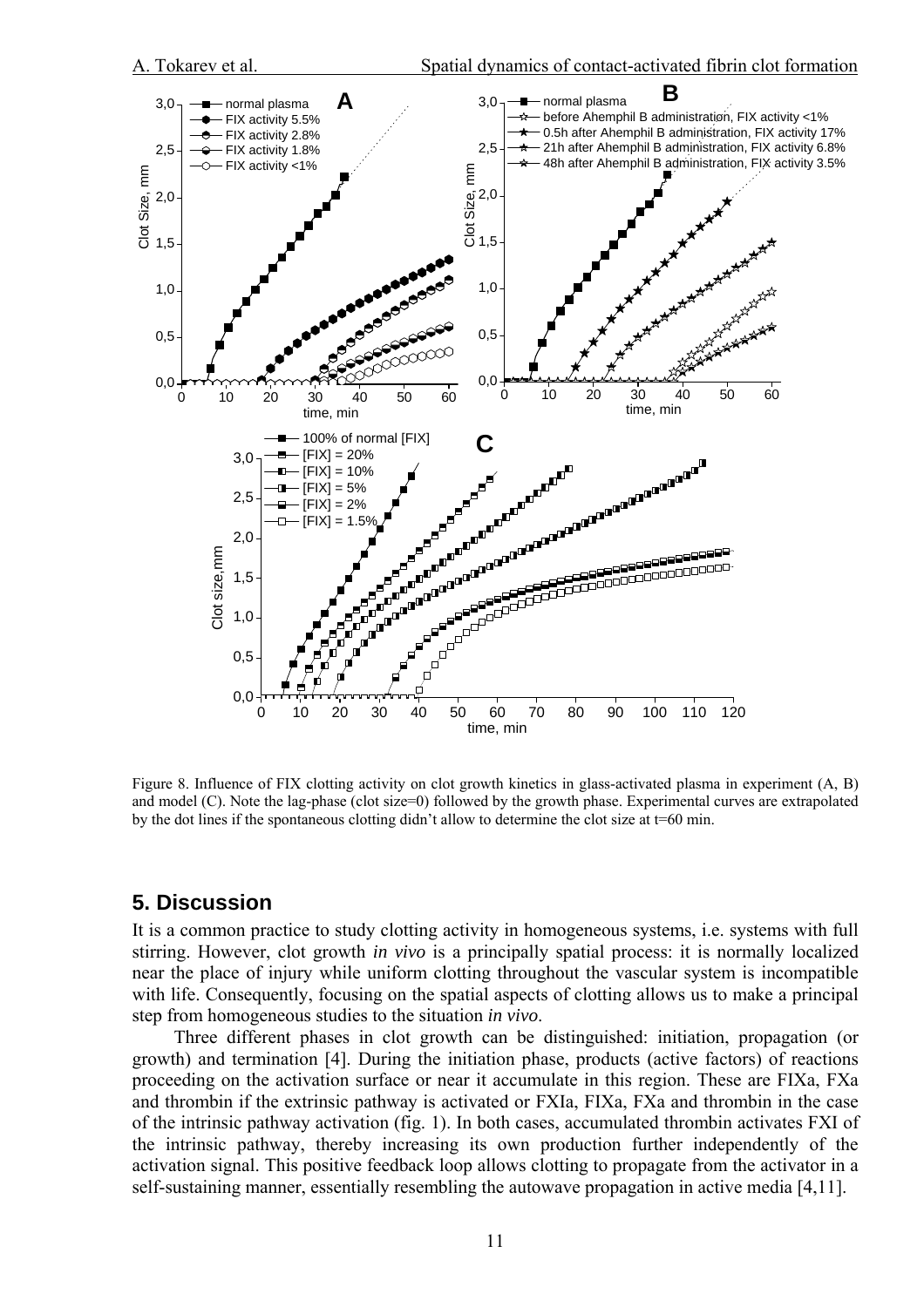Figure 8. Influence of FIX clotting activity on clot growth kinetics in glass-activated plasma in experiment (A, B) and model (C). Note the lag-phase (clot size=0) followed by the growth phase. Experimental curves are extrapolated by the dot lines if the spontaneous clotting didn't allow to determine the clot size at t=60 min.

## 5. Discussion

It is a common practice to study clotting activity in homogeneous systems, i.e. systems with full stirring. However, clot growth *in vivo* is a principally spatial process: it is normally localized near the place of injury while uniform clotting throughout the vascular system is incompatible with life. Consequently, focusing on the spatial aspects of clotting allows us to make a principal step from homogeneous studies to the situation *in vivo*.

Three different phases in clot growth can be distinguished: initiation, propagation (or growth) and termination [4]. During the initiation phase, products (active factors) of reactions proceeding on the activation surface or near it accumulate in this region. These are FIXa, FXa and thrombin if the extrinsic pathway is activated or FXIa, FIXa, FXa and thrombin in the case of the intrinsic pathway activation (fig. 1). In both cases, accumulated thrombin activates FXI of the intrinsic pathway, thereby increasing its own production further independently of the activation signal. This positive feedback loop allows clotting to propagate from the activator in a self-sustaining manner, essentially resembling the autowave propagation in active media [4,11].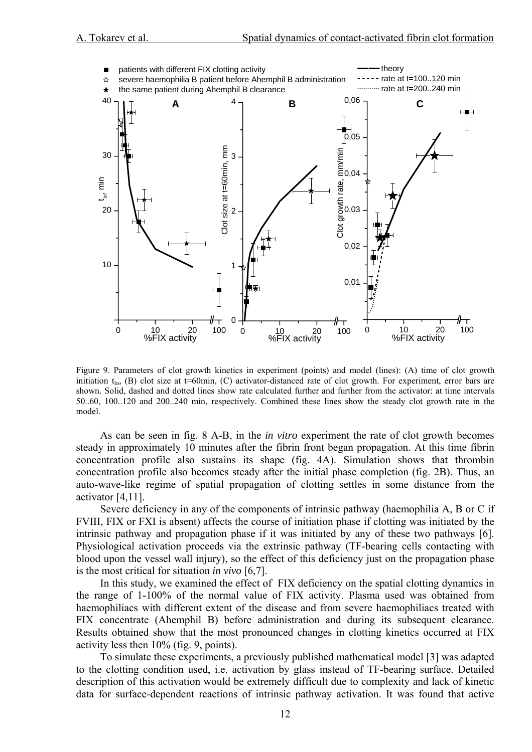Figure 9. Parameters of clot growth kinetics in experiment (points) and model (lines): (A) time of clot growth initiation $t_{In}$, (B) clot size at t=60min, (C) activator-distanced rate of clot growth. For experiment, error bars are shown. Solid, dashed and dotted lines show rate calculated further and further from the activator: at time intervals 50..60, 100..120 and 200..240 min, respectively. Combined these lines show the steady clot growth rate in the model.

As can be seen in fig. 8 A-B, in the *in vitro* experiment the rate of clot growth becomes steady in approximately 10 minutes after the fibrin front began propagation. At this time fibrin concentration profile also sustains its shape (fig. 4A). Simulation shows that thrombin concentration profile also becomes steady after the initial phase completion (fig. 2B). Thus, an auto-wave-like regime of spatial propagation of clotting settles in some distance from the activator [4,11].

Severe deficiency in any of the components of intrinsic pathway (haemophilia A, B or C if FVIII, FIX or FXI is absent) affects the course of initiation phase if clotting was initiated by the intrinsic pathway and propagation phase if it was initiated by any of these two pathways [6]. Physiological activation proceeds via the extrinsic pathway (TF-bearing cells contacting with blood upon the vessel wall injury), so the effect of this deficiency just on the propagation phase is the most critical for situation *in vivo* [6,7].

In this study, we examined the effect of FIX deficiency on the spatial clotting dynamics in the range of 1-100% of the normal value of FIX activity. Plasma used was obtained from haemophiliacs with different extent of the disease and from severe haemophiliacs treated with FIX concentrate (Ahemphil B) before administration and during its subsequent clearance. Results obtained show that the most pronounced changes in clotting kinetics occurred at FIX activity less then 10% (fig. 9, points).

To simulate these experiments, a previously published mathematical model [3] was adapted to the clotting condition used, i.e. activation by glass instead of TF-bearing surface. Detailed description of this activation would be extremely difficult due to complexity and lack of kinetic data for surface-dependent reactions of intrinsic pathway activation. It was found that active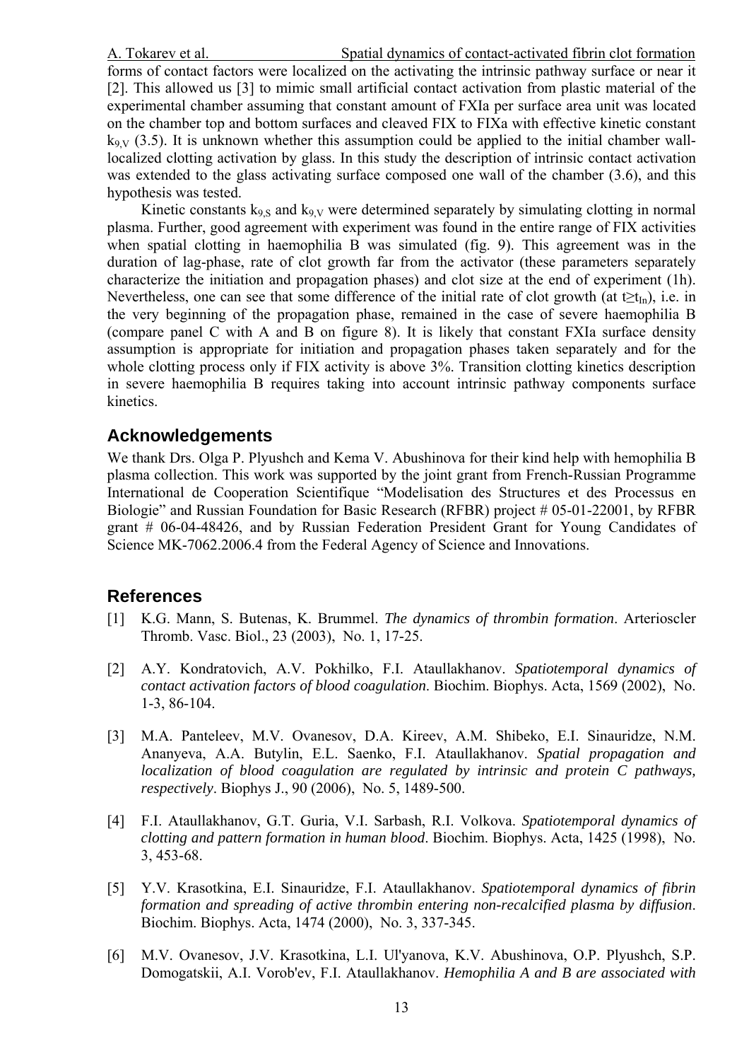forms of contact factors were localized on the activating the intrinsic pathway surface or near it [2]. This allowed us [3] to mimic small artificial contact activation from plastic material of the experimental chamber assuming that constant amount of FXIa per surface area unit was located on the chamber top and bottom surfaces and cleaved FIX to FIXa with effective kinetic constant $k_{9,V}$ (3.5). It is unknown whether this assumption could be applied to the initial chamber wall-localized clotting activation by glass. In this study the description of intrinsic contact activation was extended to the glass activating surface composed one wall of the chamber (3.6), and this hypothesis was tested.

Kinetic constants $k_{9,S}$ and $k_{9,V}$ were determined separately by simulating clotting in normal plasma. Further, good agreement with experiment was found in the entire range of FIX activities when spatial clotting in haemophilia B was simulated (fig. 9). This agreement was in the duration of lag-phase, rate of clot growth far from the activator (these parameters separately characterize the initiation and propagation phases) and clot size at the end of experiment (1h). Nevertheless, one can see that some difference of the initial rate of clot growth (at $t \geq t_{In}$), i.e. in the very beginning of the propagation phase, remained in the case of severe haemophilia B (compare panel C with A and B on figure 8). It is likely that constant FXIa surface density assumption is appropriate for initiation and propagation phases taken separately and for the whole clotting process only if FIX activity is above 3%. Transition clotting kinetics description in severe haemophilia B requires taking into account intrinsic pathway components surface kinetics.

## Acknowledgements

We thank Drs. Olga P. Plyushch and Kema V. Abushinova for their kind help with hemophilia B plasma collection. This work was supported by the joint grant from French-Russian Programme International de Cooperation Scientifique "Modelisation des Structures et des Processus en Biologie" and Russian Foundation for Basic Research (RFBR) project # 05-01-22001, by RFBR grant # 06-04-48426, and by Russian Federation President Grant for Young Candidates of Science MK-7062.2006.4 from the Federal Agency of Science and Innovations.

## References

[1] K.G. Mann, S. Butenas, K. Brummel. *The dynamics of thrombin formation*. Arterioscler Thromb. Vasc. Biol., 23 (2003), No. 1, 17-25.

[2] A.Y. Kondratovich, A.V. Pokhilko, F.I. Ataullakhanov. *Spatiotemporal dynamics of contact activation factors of blood coagulation*. Biochim. Biophys. Acta, 1569 (2002), No. 1-3, 86-104.

[3] M.A. Panteleev, M.V. Ovanesov, D.A. Kireev, A.M. Shibeko, E.I. Sinauridze, N.M. Ananyeva, A.A. Butylin, E.L. Saenko, F.I. Ataullakhanov. *Spatial propagation and localization of blood coagulation are regulated by intrinsic and protein C pathways, respectively*. Biophys J., 90 (2006), No. 5, 1489-500.

[4] F.I. Ataullakhanov, G.T. Guria, V.I. Sarbash, R.I. Volkova. *Spatiotemporal dynamics of clotting and pattern formation in human blood*. Biochim. Biophys. Acta, 1425 (1998), No. 3, 453-68.

[5] Y.V. Krasotkina, E.I. Sinauridze, F.I. Ataullakhanov. *Spatiotemporal dynamics of fibrin formation and spreading of active thrombin entering non-recalcified plasma by diffusion*. Biochim. Biophys. Acta, 1474 (2000), No. 3, 337-345.

[6] M.V. Ovanesov, J.V. Krasotkina, L.I. Ul'yanova, K.V. Abushinova, O.P. Plyushch, S.P. Domogatskii, A.I. Vorob'ev, F.I. Ataullakhanov. *Hemophilia A and B are associated with*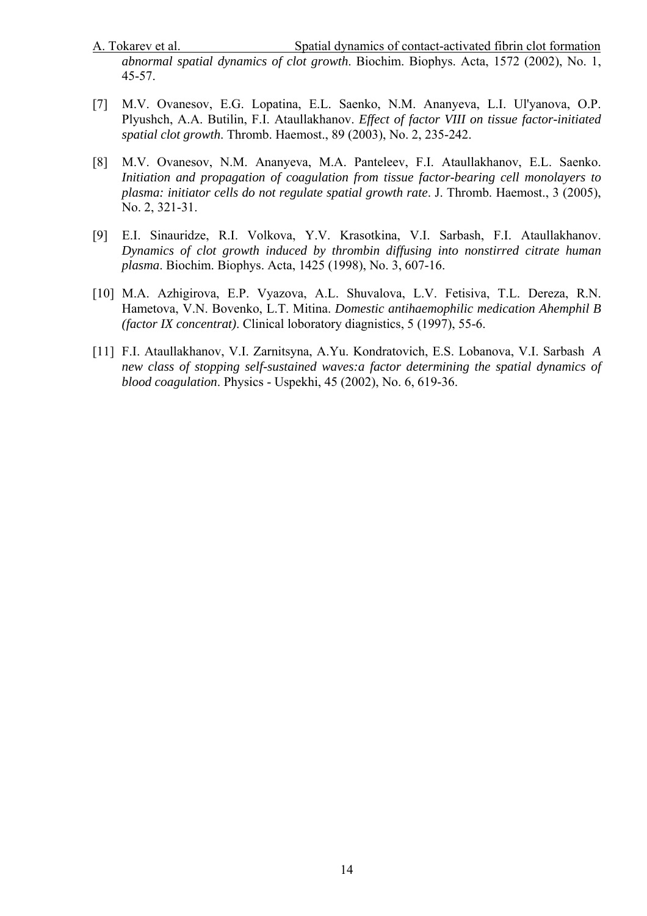*abnormal spatial dynamics of clot growth*. Biochim. Biophys. Acta, 1572 (2002), No. 1, 45-57.

[7] M.V. Ovanesov, E.G. Lopatina, E.L. Saenko, N.M. Ananyeva, L.I. Ul'yanova, O.P. Plyushch, A.A. Butilin, F.I. Ataullakhanov. *Effect of factor VIII on tissue factor-initiated spatial clot growth*. Thromb. Haemost., 89 (2003), No. 2, 235-242.

[8] M.V. Ovanesov, N.M. Ananyeva, M.A. Panteleev, F.I. Ataullakhanov, E.L. Saenko. *Initiation and propagation of coagulation from tissue factor-bearing cell monolayers to plasma: initiator cells do not regulate spatial growth rate*. J. Thromb. Haemost., 3 (2005), No. 2, 321-31.

[9] E.I. Sinauridze, R.I. Volkova, Y.V. Krasotkina, V.I. Sarbash, F.I. Ataullakhanov. *Dynamics of clot growth induced by thrombin diffusing into nonstirred citrate human plasma*. Biochim. Biophys. Acta, 1425 (1998), No. 3, 607-16.

[10] M.A. Azhigirova, E.P. Vyazova, A.L. Shuvalova, L.V. Fetisiva, T.L. Dereza, R.N. Hametova, V.N. Bovenko, L.T. Mitina. *Domestic antihaemophilic medication Ahemphil B (factor IX concentrat)*. Clinical loboratory diagnostics, 5 (1997), 55-6.

[11] F.I. Ataullakhanov, V.I. Zarnitsyna, A.Yu. Kondratovich, E.S. Lobanova, V.I. Sarbash *A new class of stopping self-sustained waves:a factor determining the spatial dynamics of blood coagulation*. Physics - Uspekhi, 45 (2002), No. 6, 619-36.